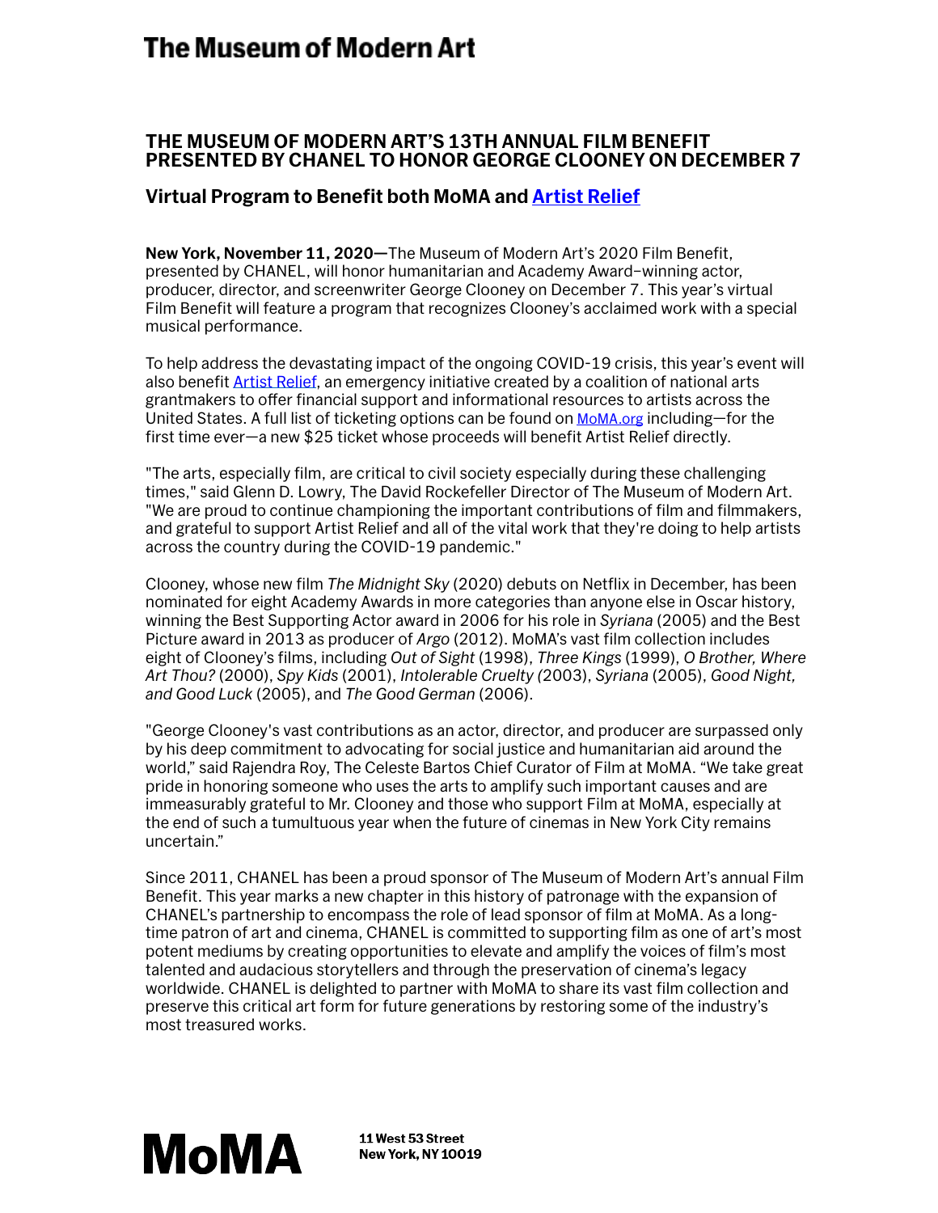# The Museum of Modern Art

## THE MUSEUM OF MODERN ART'S 13TH ANNUAL FILM BENEFIT PRESENTED BY CHANEL TO HONOR GEORGE CLOONEY ON DECEMBER 7

### Virtual Program to Benefit both MoMA and Artist Relief

**New York, November 11, 2020—**The Museum of Modern Art's 2020 Film Benefit, presented by CHANEL, will honor humanitarian and Academy Award–winning actor, producer, director, and screenwriter George Clooney on December 7. This year's virtual Film Benefit will feature a program that recognizes Clooney's acclaimed work with a special musical performance.

To help address the devastating impact of the ongoing COVID-19 crisis, this year's event will also benefit Artist Relief, an emergency initiative created by a coalition of national arts grantmakers to offer financial support and informational resources to artists across the United States. A full list of ticketing options can be found on MoMA.org including—for the first time ever—a new $25 ticket whose proceeds will benefit Artist Relief directly.

"The arts, especially film, are critical to civil society especially during these challenging times," said Glenn D. Lowry, The David Rockefeller Director of The Museum of Modern Art. "We are proud to continue championing the important contributions of film and filmmakers, and grateful to support Artist Relief and all of the vital work that they're doing to help artists across the country during the COVID-19 pandemic."

Clooney, whose new film *The Midnight Sky* (2020) debuts on Netflix in December, has been nominated for eight Academy Awards in more categories than anyone else in Oscar history, winning the Best Supporting Actor award in 2006 for his role in *Syriana* (2005) and the Best Picture award in 2013 as producer of *Argo* (2012). MoMA's vast film collection includes eight of Clooney's films, including *Out of Sight* (1998), *Three Kings* (1999), *O Brother, Where Art Thou?* (2000), *Spy Kids* (2001), *Intolerable Cruelty* (2003), *Syriana* (2005), *Good Night, and Good Luck* (2005), and *The Good German* (2006).

"George Clooney's vast contributions as an actor, director, and producer are surpassed only by his deep commitment to advocating for social justice and humanitarian aid around the world," said Rajendra Roy, The Celeste Bartos Chief Curator of Film at MoMA. "We take great pride in honoring someone who uses the arts to amplify such important causes and are immeasurably grateful to Mr. Clooney and those who support Film at MoMA, especially at the end of such a tumultuous year when the future of cinemas in New York City remains uncertain."

Since 2011, CHANEL has been a proud sponsor of The Museum of Modern Art's annual Film Benefit. This year marks a new chapter in this history of patronage with the expansion of CHANEL's partnership to encompass the role of lead sponsor of film at MoMA. As a long-time patron of art and cinema, CHANEL is committed to supporting film as one of art's most potent mediums by creating opportunities to elevate and amplify the voices of film's most talented and audacious storytellers and through the preservation of cinema's legacy worldwide. CHANEL is delighted to partner with MoMA to share its vast film collection and preserve this critical art form for future generations by restoring some of the industry's most treasured works.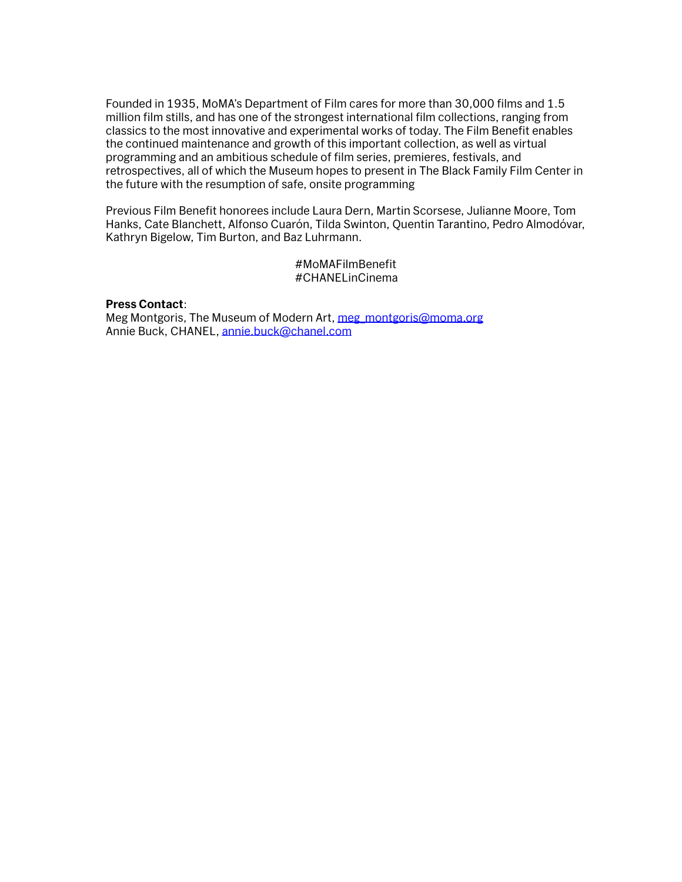Founded in 1935, MoMA's Department of Film cares for more than 30,000 films and 1.5 million film stills, and has one of the strongest international film collections, ranging from classics to the most innovative and experimental works of today. The Film Benefit enables the continued maintenance and growth of this important collection, as well as virtual programming and an ambitious schedule of film series, premieres, festivals, and retrospectives, all of which the Museum hopes to present in The Black Family Film Center in the future with the resumption of safe, onsite programming

Previous Film Benefit honorees include Laura Dern, Martin Scorsese, Julianne Moore, Tom Hanks, Cate Blanchett, Alfonso Cuarón, Tilda Swinton, Quentin Tarantino, Pedro Almodóvar, Kathryn Bigelow, Tim Burton, and Baz Luhrmann.

#MoMAFilmBenefit
#CHANELinCinema

**Press Contact**:
Meg Montgoris, The Museum of Modern Art, meg_montgoris@moma.org
Annie Buck, CHANEL, annie.buck@chanel.com